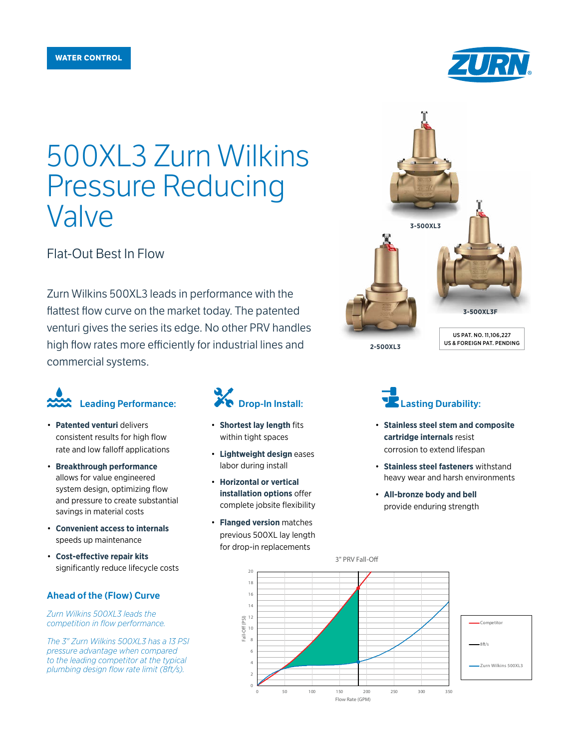WATER CONTROL

# 500XL3 Zurn Wilkins Pressure Reducing Valve

## Flat-Out Best In Flow

Zurn Wilkins 500XL3 leads in performance with the flattest flow curve on the market today. The patented venturi gives the series its edge. No other PRV handles high flow rates more efficiently for industrial lines and commercial systems.

3-500XL3

3-500XL3F

2-500XL3

US PAT. NO. 11,106,227
US & FOREIGN PAT. PENDING

### Leading Performance:

- **Patented venturi** delivers consistent results for high flow rate and low falloff applications
- **Breakthrough performance** allows for value engineered system design, optimizing flow and pressure to create substantial savings in material costs
- **Convenient access to internals** speeds up maintenance
- **Cost-effective repair kits** significantly reduce lifecycle costs

### Drop-In Install:

- **Shortest lay length** fits within tight spaces
- **Lightweight design** eases labor during install
- **Horizontal or vertical installation options** offer complete jobsite flexibility
- **Flanged version** matches previous 500XL lay length for drop-in replacements

### Lasting Durability:

- **Stainless steel stem and composite cartridge internals** resist corrosion to extend lifespan
- **Stainless steel fasteners** withstand heavy wear and harsh environments
- **All-bronze body and bell** provide enduring strength

### Ahead of the (Flow) Curve

*Zurn Wilkins 500XL3 leads the competition in flow performance.*

*The 3" Zurn Wilkins 500XL3 has a 13 PSI pressure advantage when compared to the leading competitor at the typical plumbing design flow rate limit (8ft/s).*

3" PRV Fall-Off

Fall-Off (PSI) vs. Flow Rate (GPM)

Legend: Competitor; 8ft/s; Zurn Wilkins 500XL3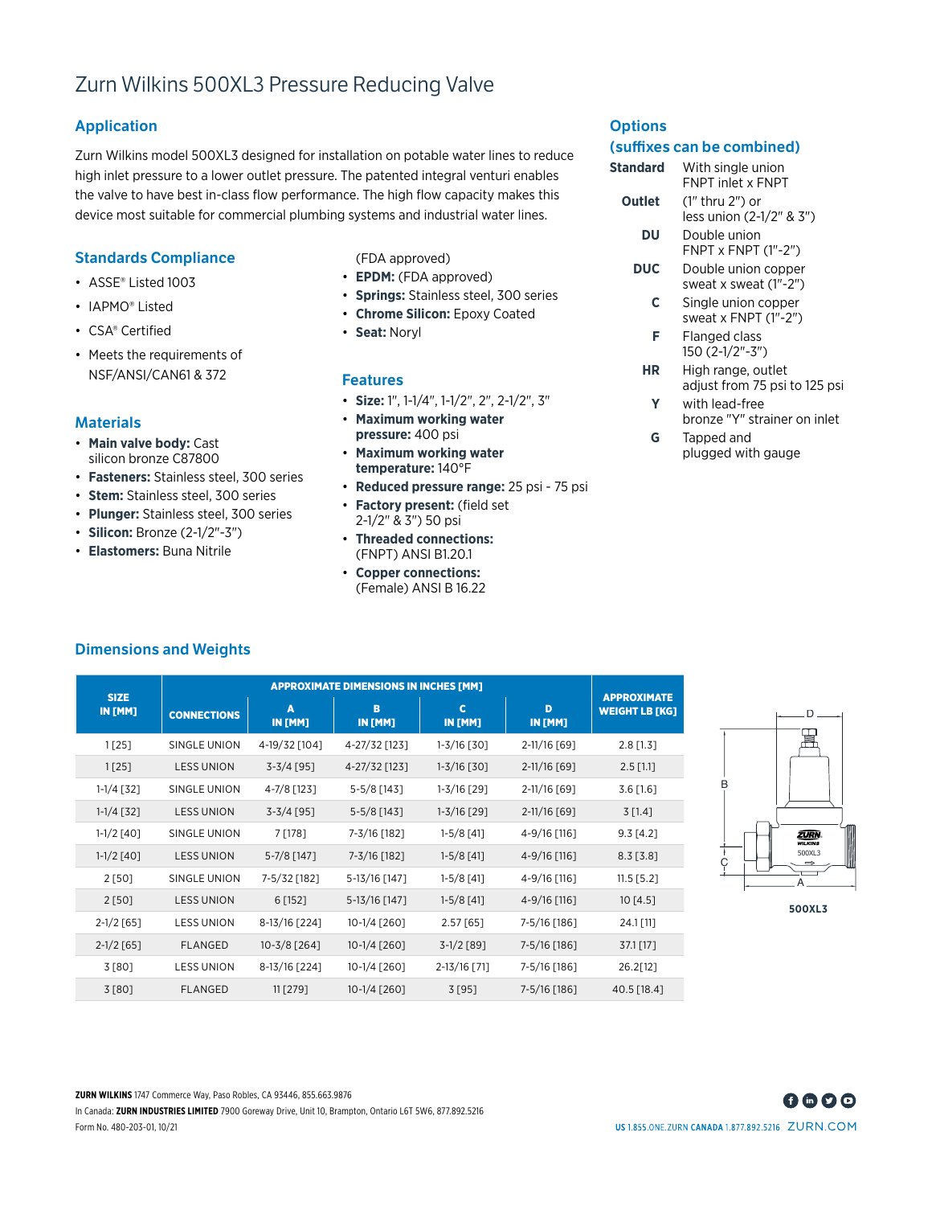# Zurn Wilkins 500XL3 Pressure Reducing Valve

## Application

Zurn Wilkins model 500XL3 designed for installation on potable water lines to reduce high inlet pressure to a lower outlet pressure. The patented integral venturi enables the valve to have best in-class flow performance. The high flow capacity makes this device most suitable for commercial plumbing systems and industrial water lines.

## Standards Compliance

- ASSE® Listed 1003
- IAPMO® Listed
- CSA® Certified
- Meets the requirements of NSF/ANSI/CAN61 & 372

## Materials

- **Main valve body:** Cast silicon bronze C87800
- **Fasteners:** Stainless steel, 300 series
- **Stem:** Stainless steel, 300 series
- **Plunger:** Stainless steel, 300 series
- **Silicon:** Bronze (2-1/2"-3") (FDA approved)
- **Elastomers:** Buna Nitrile
- **EPDM:** (FDA approved)
- **Springs:** Stainless steel, 300 series
- **Chrome Silicon:** Epoxy Coated
- **Seat:** Noryl

## Features

- **Size:** 1", 1-1/4", 1-1/2", 2", 2-1/2", 3"
- **Maximum working water pressure:** 400 psi
- **Maximum working water temperature:** 140°F
- **Reduced pressure range:** 25 psi - 75 psi
- **Factory present:** (field set 2-1/2" & 3") 50 psi
- **Threaded connections:** (FNPT) ANSI B1.20.1
- **Copper connections:** (Female) ANSI B 16.22

## Options (suffixes can be combined)

| | |
|---|---|
| **Standard** | With single union FNPT inlet x FNPT |
| **Outlet** | (1" thru 2") or less union (2-1/2" & 3") |
| **DU** | Double union FNPT x FNPT (1"-2") |
| **DUC** | Double union copper sweat x sweat (1"-2") |
| **C** | Single union copper sweat x FNPT (1"-2") |
| **F** | Flanged class 150 (2-1/2"-3") |
| **HR** | High range, outlet adjust from 75 psi to 125 psi |
| **Y** | with lead-free bronze "Y" strainer on inlet |
| **G** | Tapped and plugged with gauge |

## Dimensions and Weights

| SIZE IN [MM] | CONNECTIONS | APPROXIMATE DIMENSIONS IN INCHES [MM] | | | | APPROXIMATE WEIGHT LB [KG] |
|---|---|---|---|---|---|---|
| | | A IN [MM] | B IN [MM] | C IN [MM] | D IN [MM] | |
| 1 [25] | SINGLE UNION | 4-19/32 [104] | 4-27/32 [123] | 1-3/16 [30] | 2-11/16 [69] | 2.8 [1.3] |
| 1 [25] | LESS UNION | 3-3/4 [95] | 4-27/32 [123] | 1-3/16 [30] | 2-11/16 [69] | 2.5 [1.1] |
| 1-1/4 [32] | SINGLE UNION | 4-7/8 [123] | 5-5/8 [143] | 1-3/16 [29] | 2-11/16 [69] | 3.6 [1.6] |
| 1-1/4 [32] | LESS UNION | 3-3/4 [95] | 5-5/8 [143] | 1-3/16 [29] | 2-11/16 [69] | 3 [1.4] |
| 1-1/2 [40] | SINGLE UNION | 7 [178] | 7-3/16 [182] | 1-5/8 [41] | 4-9/16 [116] | 9.3 [4.2] |
| 1-1/2 [40] | LESS UNION | 5-7/8 [147] | 7-3/16 [182] | 1-5/8 [41] | 4-9/16 [116] | 8.3 [3.8] |
| 2 [50] | SINGLE UNION | 7-5/32 [182] | 5-13/16 [147] | 1-5/8 [41] | 4-9/16 [116] | 11.5 [5.2] |
| 2 [50] | LESS UNION | 6 [152] | 5-13/16 [147] | 1-5/8 [41] | 4-9/16 [116] | 10 [4.5] |
| 2-1/2 [65] | LESS UNION | 8-13/16 [224] | 10-1/4 [260] | 2.57 [65] | 7-5/16 [186] | 24.1 [11] |
| 2-1/2 [65] | FLANGED | 10-3/8 [264] | 10-1/4 [260] | 3-1/2 [89] | 7-5/16 [186] | 37.1 [17] |
| 3 [80] | LESS UNION | 8-13/16 [224] | 10-1/4 [260] | 2-13/16 [71] | 7-5/16 [186] | 26.2[12] |
| 3 [80] | FLANGED | 11 [279] | 10-1/4 [260] | 3 [95] | 7-5/16 [186] | 40.5 [18.4] |

D

B

C

A

500XL3

**ZURN WILKINS** 1747 Commerce Way, Paso Robles, CA 93446, 855.663.9876
In Canada: **ZURN INDUSTRIES LIMITED** 7900 Goreway Drive, Unit 10, Brampton, Ontario L6T 5W6, 877.892.5216
Form No. 480-203-01, 10/21

US 1.855.ONE.ZURN CANADA 1.877.892.5216 ZURN.COM